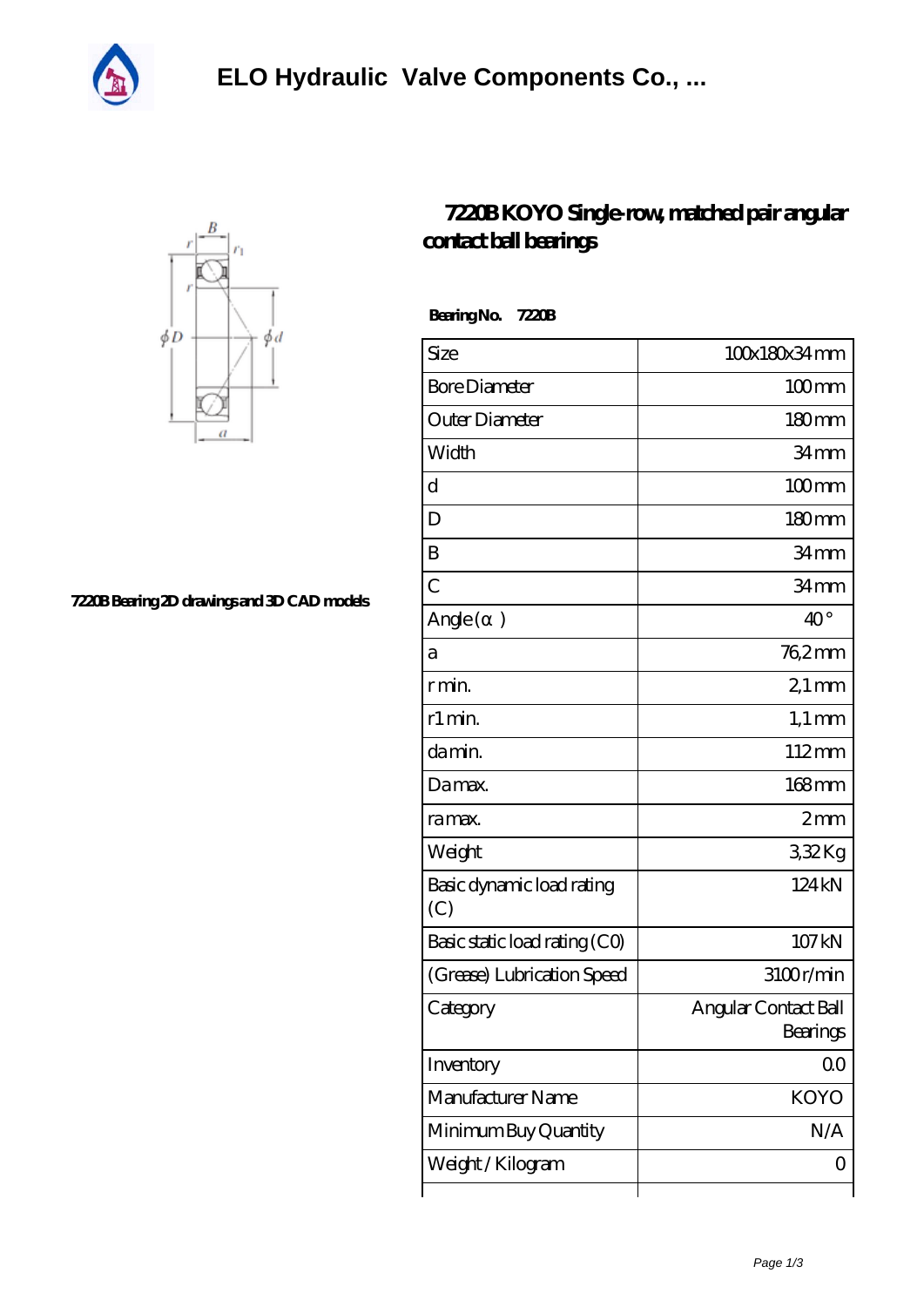# ELO Hydraulic Valve Components Co., ...

## 7220B KOYO Single-row, matched pair angular contact ball bearings

7220B Bearing 2D drawings and 3D CAD models

**Bearing No. 7220B**

| Size | 100x180x34 mm |
|---|---|
| Bore Diameter | 100 mm |
| Outer Diameter | 180 mm |
| Width | 34 mm |
| d | 100 mm |
| D | 180 mm |
| B | 34 mm |
| C | 34 mm |
| Angle (α) | 40 ° |
| a | 76,2 mm |
| r min. | 2,1 mm |
| r1 min. | 1,1 mm |
| da min. | 112 mm |
| Da max. | 168 mm |
| ra max. | 2 mm |
| Weight | 3,32 Kg |
| Basic dynamic load rating (C) | 124 kN |
| Basic static load rating (C0) | 107 kN |
| (Grease) Lubrication Speed | 3100 r/min |
| Category | Angular Contact Ball Bearings |
| Inventory | 0.0 |
| Manufacturer Name | KOYO |
| Minimum Buy Quantity | N/A |
| Weight / Kilogram | 0 |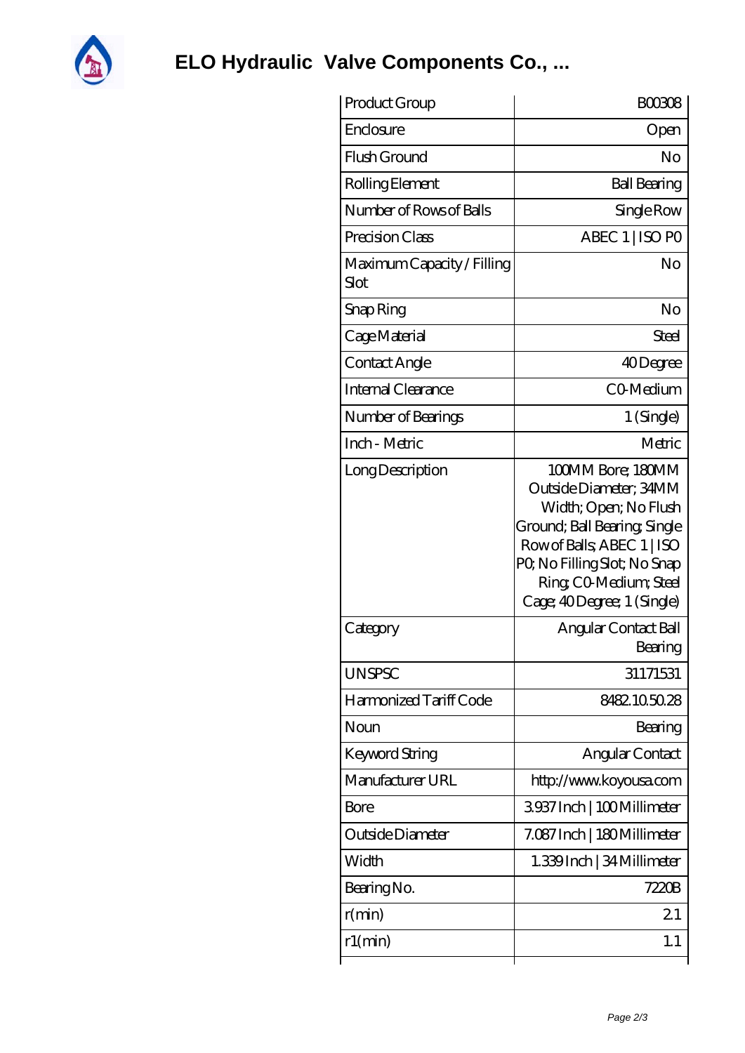# ELO Hydraulic Valve Components Co., ...

| Product Group | B00308 |
|---|---|
| Enclosure | Open |
| Flush Ground | No |
| Rolling Element | Ball Bearing |
| Number of Rows of Balls | Single Row |
| Precision Class | ABEC 1 \| ISO P0 |
| Maximum Capacity / Filling Slot | No |
| Snap Ring | No |
| Cage Material | Steel |
| Contact Angle | 40 Degree |
| Internal Clearance | C0-Medium |
| Number of Bearings | 1 (Single) |
| Inch - Metric | Metric |
| Long Description | 100MM Bore; 180MM Outside Diameter; 34MM Width; Open; No Flush Ground; Ball Bearing; Single Row of Balls; ABEC 1 \| ISO P0; No Filling Slot; No Snap Ring; C0-Medium; Steel Cage; 40 Degree; 1 (Single) |
| Category | Angular Contact Ball Bearing |
| UNSPSC | 31171531 |
| Harmonized Tariff Code | 8482.10.50.28 |
| Noun | Bearing |
| Keyword String | Angular Contact |
| Manufacturer URL | http://www.koyousa.com |
| Bore | 3.937 Inch \| 100 Millimeter |
| Outside Diameter | 7.087 Inch \| 180 Millimeter |
| Width | 1.339 Inch \| 34 Millimeter |
| Bearing No. | 7220B |
| r(min) | 2.1 |
| r1(min) | 1.1 |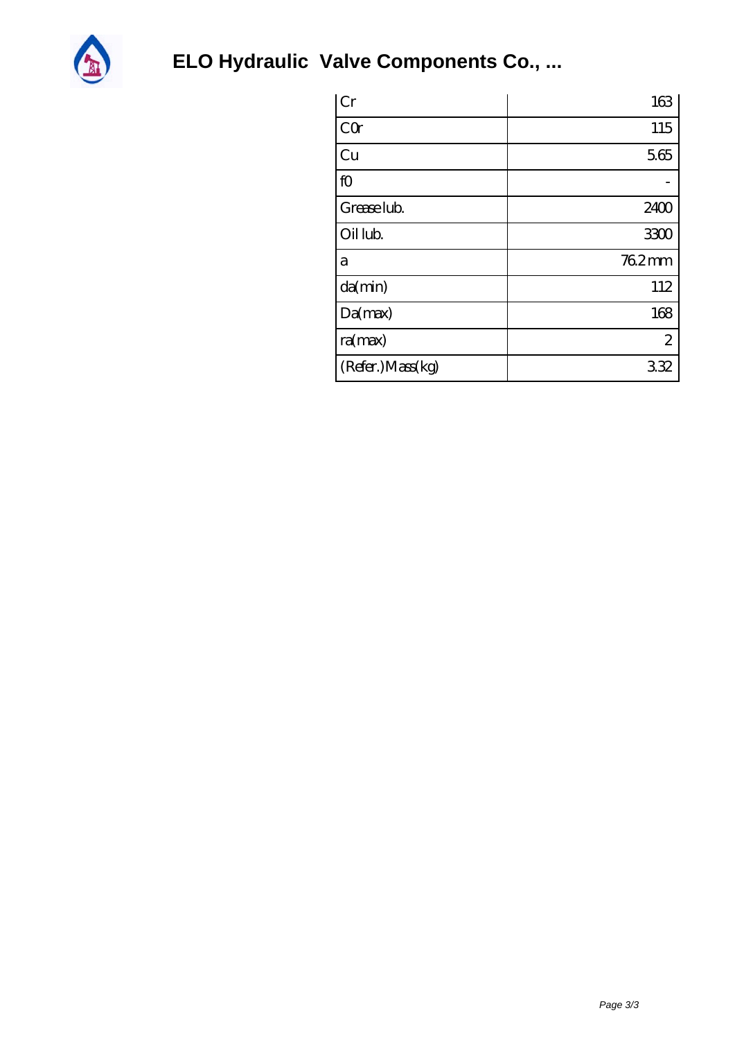# ELO Hydraulic Valve Components Co., ...

| | |
|---|---|
| Cr | 163 |
| C0r | 115 |
| Cu | 5.65 |
| f0 | - |
| Grease lub. | 2400 |
| Oil lub. | 3300 |
| a | 76.2 mm |
| da(min) | 112 |
| Da(max) | 168 |
| ra(max) | 2 |
| (Refer.)Mass(kg) | 3.32 |